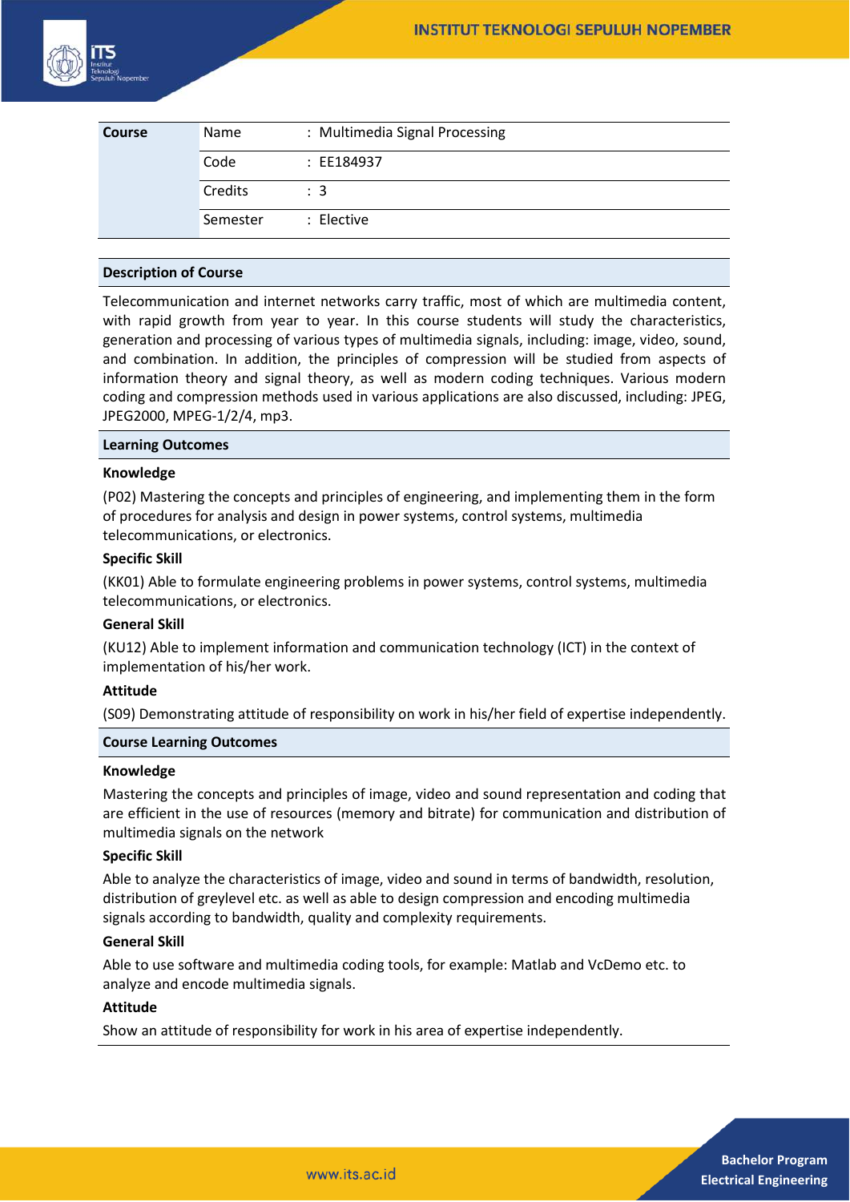| Course | | | |
|---|---|---|---|
| | Name | : | Multimedia Signal Processing |
| | Code | : | EE184937 |
| | Credits | : | 3 |
| | Semester | : | Elective |

## Description of Course

Telecommunication and internet networks carry traffic, most of which are multimedia content, with rapid growth from year to year. In this course students will study the characteristics, generation and processing of various types of multimedia signals, including: image, video, sound, and combination. In addition, the principles of compression will be studied from aspects of information theory and signal theory, as well as modern coding techniques. Various modern coding and compression methods used in various applications are also discussed, including: JPEG, JPEG2000, MPEG-1/2/4, mp3.

## Learning Outcomes

**Knowledge**

(P02) Mastering the concepts and principles of engineering, and implementing them in the form of procedures for analysis and design in power systems, control systems, multimedia telecommunications, or electronics.

**Specific Skill**

(KK01) Able to formulate engineering problems in power systems, control systems, multimedia telecommunications, or electronics.

**General Skill**

(KU12) Able to implement information and communication technology (ICT) in the context of implementation of his/her work.

**Attitude**

(S09) Demonstrating attitude of responsibility on work in his/her field of expertise independently.

## Course Learning Outcomes

**Knowledge**

Mastering the concepts and principles of image, video and sound representation and coding that are efficient in the use of resources (memory and bitrate) for communication and distribution of multimedia signals on the network

**Specific Skill**

Able to analyze the characteristics of image, video and sound in terms of bandwidth, resolution, distribution of greylevel etc. as well as able to design compression and encoding multimedia signals according to bandwidth, quality and complexity requirements.

**General Skill**

Able to use software and multimedia coding tools, for example: Matlab and VcDemo etc. to analyze and encode multimedia signals.

**Attitude**

Show an attitude of responsibility for work in his area of expertise independently.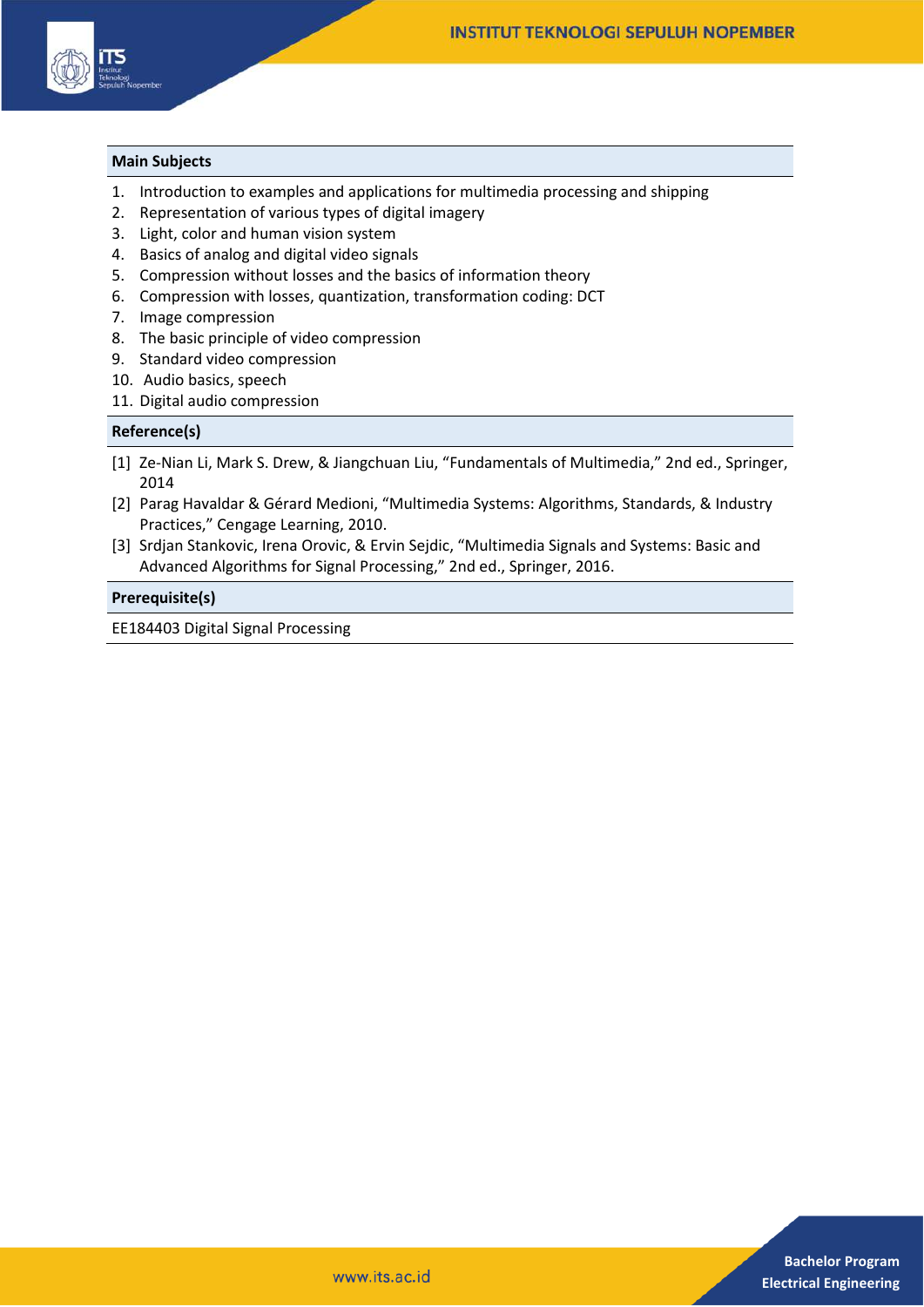## Main Subjects

1. Introduction to examples and applications for multimedia processing and shipping
2. Representation of various types of digital imagery
3. Light, color and human vision system
4. Basics of analog and digital video signals
5. Compression without losses and the basics of information theory
6. Compression with losses, quantization, transformation coding: DCT
7. Image compression
8. The basic principle of video compression
9. Standard video compression
10. Audio basics, speech
11. Digital audio compression

## Reference(s)

[1] Ze-Nian Li, Mark S. Drew, & Jiangchuan Liu, "Fundamentals of Multimedia," 2nd ed., Springer, 2014

[2] Parag Havaldar & Gérard Medioni, "Multimedia Systems: Algorithms, Standards, & Industry Practices," Cengage Learning, 2010.

[3] Srdjan Stankovic, Irena Orovic, & Ervin Sejdic, "Multimedia Signals and Systems: Basic and Advanced Algorithms for Signal Processing," 2nd ed., Springer, 2016.

## Prerequisite(s)

EE184403 Digital Signal Processing